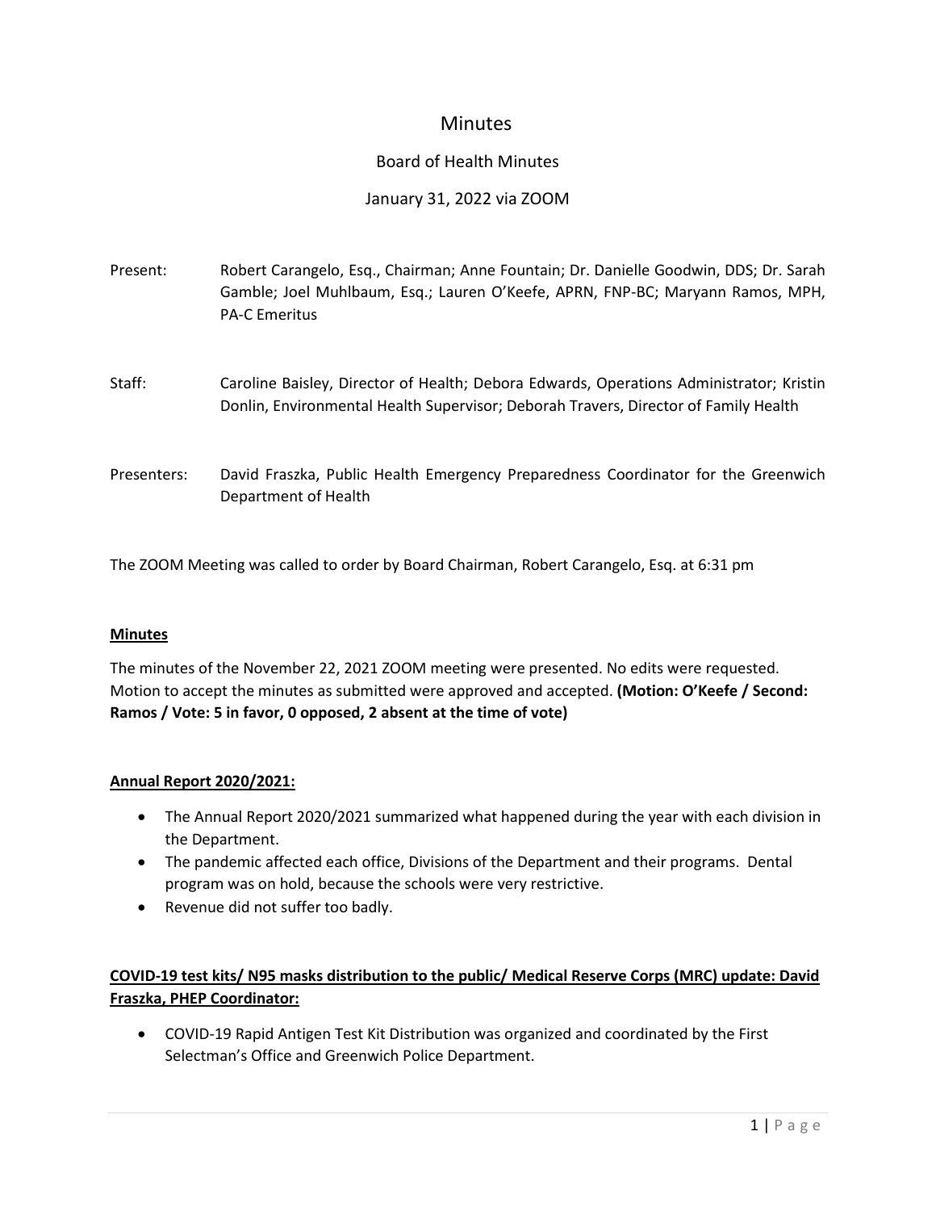# Minutes

## Board of Health Minutes

### January 31, 2022 via ZOOM

Present: Robert Carangelo, Esq., Chairman; Anne Fountain; Dr. Danielle Goodwin, DDS; Dr. Sarah Gamble; Joel Muhlbaum, Esq.; Lauren O'Keefe, APRN, FNP-BC; Maryann Ramos, MPH, PA-C Emeritus

Staff: Caroline Baisley, Director of Health; Debora Edwards, Operations Administrator; Kristin Donlin, Environmental Health Supervisor; Deborah Travers, Director of Family Health

Presenters: David Fraszka, Public Health Emergency Preparedness Coordinator for the Greenwich Department of Health

The ZOOM Meeting was called to order by Board Chairman, Robert Carangelo, Esq. at 6:31 pm

**Minutes**

The minutes of the November 22, 2021 ZOOM meeting were presented. No edits were requested. Motion to accept the minutes as submitted were approved and accepted. **(Motion: O'Keefe / Second: Ramos / Vote: 5 in favor, 0 opposed, 2 absent at the time of vote)**

**Annual Report 2020/2021:**

- The Annual Report 2020/2021 summarized what happened during the year with each division in the Department.
- The pandemic affected each office, Divisions of the Department and their programs. Dental program was on hold, because the schools were very restrictive.
- Revenue did not suffer too badly.

**COVID-19 test kits/ N95 masks distribution to the public/ Medical Reserve Corps (MRC) update: David Fraszka, PHEP Coordinator:**

- COVID-19 Rapid Antigen Test Kit Distribution was organized and coordinated by the First Selectman's Office and Greenwich Police Department.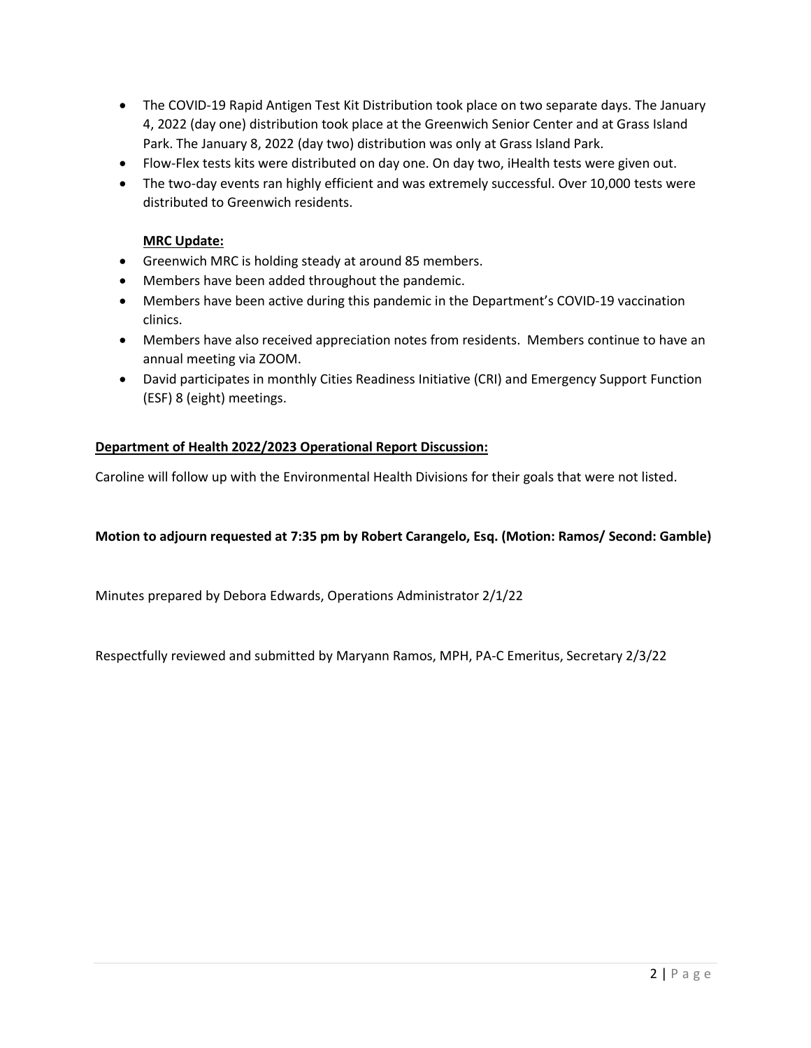- The COVID-19 Rapid Antigen Test Kit Distribution took place on two separate days. The January 4, 2022 (day one) distribution took place at the Greenwich Senior Center and at Grass Island Park. The January 8, 2022 (day two) distribution was only at Grass Island Park.
- Flow-Flex tests kits were distributed on day one. On day two, iHealth tests were given out.
- The two-day events ran highly efficient and was extremely successful. Over 10,000 tests were distributed to Greenwich residents.

**MRC Update:**

- Greenwich MRC is holding steady at around 85 members.
- Members have been added throughout the pandemic.
- Members have been active during this pandemic in the Department's COVID-19 vaccination clinics.
- Members have also received appreciation notes from residents. Members continue to have an annual meeting via ZOOM.
- David participates in monthly Cities Readiness Initiative (CRI) and Emergency Support Function (ESF) 8 (eight) meetings.

**Department of Health 2022/2023 Operational Report Discussion:**

Caroline will follow up with the Environmental Health Divisions for their goals that were not listed.

**Motion to adjourn requested at 7:35 pm by Robert Carangelo, Esq. (Motion: Ramos/ Second: Gamble)**

Minutes prepared by Debora Edwards, Operations Administrator 2/1/22

Respectfully reviewed and submitted by Maryann Ramos, MPH, PA-C Emeritus, Secretary 2/3/22